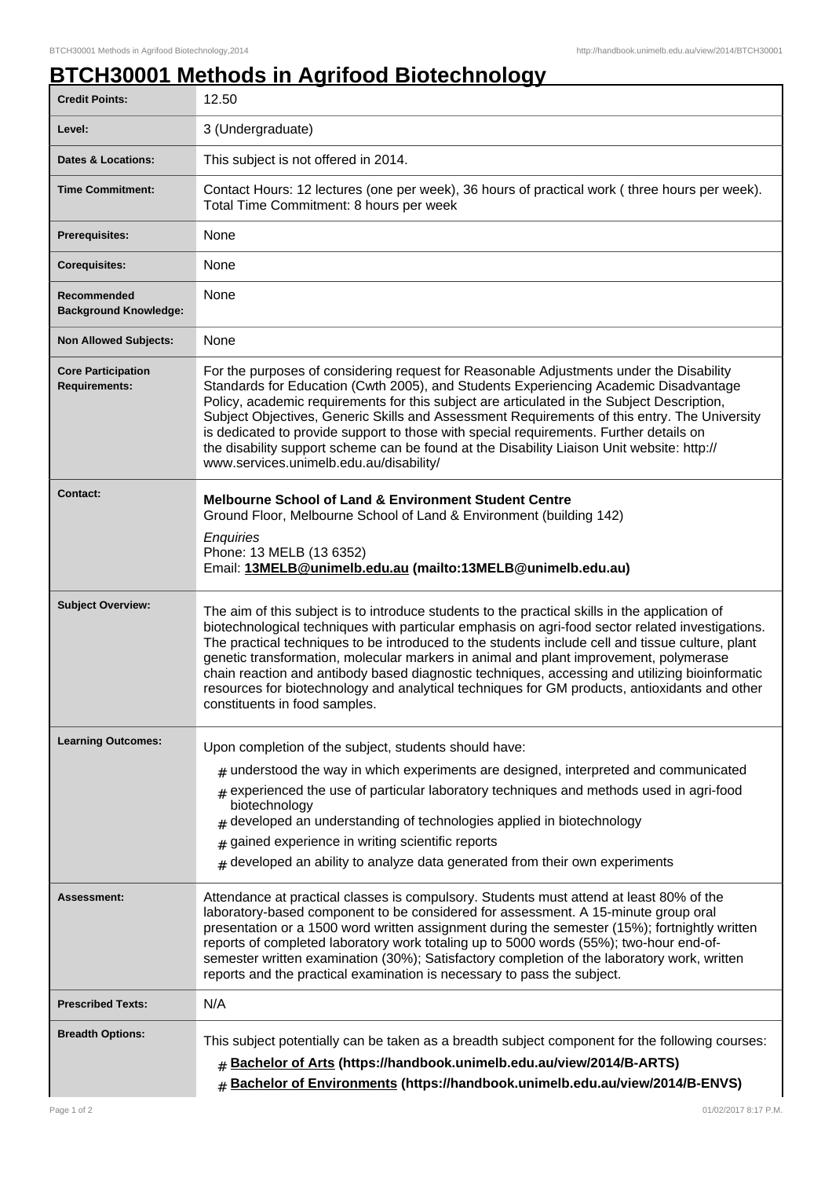# BTCH30001 Methods in Agrifood Biotechnology

| | |
|---|---|
| **Credit Points:** | 12.50 |
| **Level:** | 3 (Undergraduate) |
| **Dates & Locations:** | This subject is not offered in 2014. |
| **Time Commitment:** | Contact Hours: 12 lectures (one per week), 36 hours of practical work ( three hours per week). Total Time Commitment: 8 hours per week |
| **Prerequisites:** | None |
| **Corequisites:** | None |
| **Recommended Background Knowledge:** | None |
| **Non Allowed Subjects:** | None |
| **Core Participation Requirements:** | For the purposes of considering request for Reasonable Adjustments under the Disability Standards for Education (Cwth 2005), and Students Experiencing Academic Disadvantage Policy, academic requirements for this subject are articulated in the Subject Description, Subject Objectives, Generic Skills and Assessment Requirements of this entry. The University is dedicated to provide support to those with special requirements. Further details on the disability support scheme can be found at the Disability Liaison Unit website: http://www.services.unimelb.edu.au/disability/ |
| **Contact:** | **Melbourne School of Land & Environment Student Centre**<br>Ground Floor, Melbourne School of Land & Environment (building 142)<br>*Enquiries*<br>Phone: 13 MELB (13 6352)<br>Email: **13MELB@unimelb.edu.au (mailto:13MELB@unimelb.edu.au)** |
| **Subject Overview:** | The aim of this subject is to introduce students to the practical skills in the application of biotechnological techniques with particular emphasis on agri-food sector related investigations. The practical techniques to be introduced to the students include cell and tissue culture, plant genetic transformation, molecular markers in animal and plant improvement, polymerase chain reaction and antibody based diagnostic techniques, accessing and utilizing bioinformatic resources for biotechnology and analytical techniques for GM products, antioxidants and other constituents in food samples. |
| **Learning Outcomes:** | Upon completion of the subject, students should have:<br># understood the way in which experiments are designed, interpreted and communicated<br># experienced the use of particular laboratory techniques and methods used in agri-food biotechnology<br># developed an understanding of technologies applied in biotechnology<br># gained experience in writing scientific reports<br># developed an ability to analyze data generated from their own experiments |
| **Assessment:** | Attendance at practical classes is compulsory. Students must attend at least 80% of the laboratory-based component to be considered for assessment. A 15-minute group oral presentation or a 1500 word written assignment during the semester (15%); fortnightly written reports of completed laboratory work totaling up to 5000 words (55%); two-hour end-of-semester written examination (30%); Satisfactory completion of the laboratory work, written reports and the practical examination is necessary to pass the subject. |
| **Prescribed Texts:** | N/A |
| **Breadth Options:** | This subject potentially can be taken as a breadth subject component for the following courses:<br># **Bachelor of Arts (https://handbook.unimelb.edu.au/view/2014/B-ARTS)**<br># **Bachelor of Environments (https://handbook.unimelb.edu.au/view/2014/B-ENVS)** |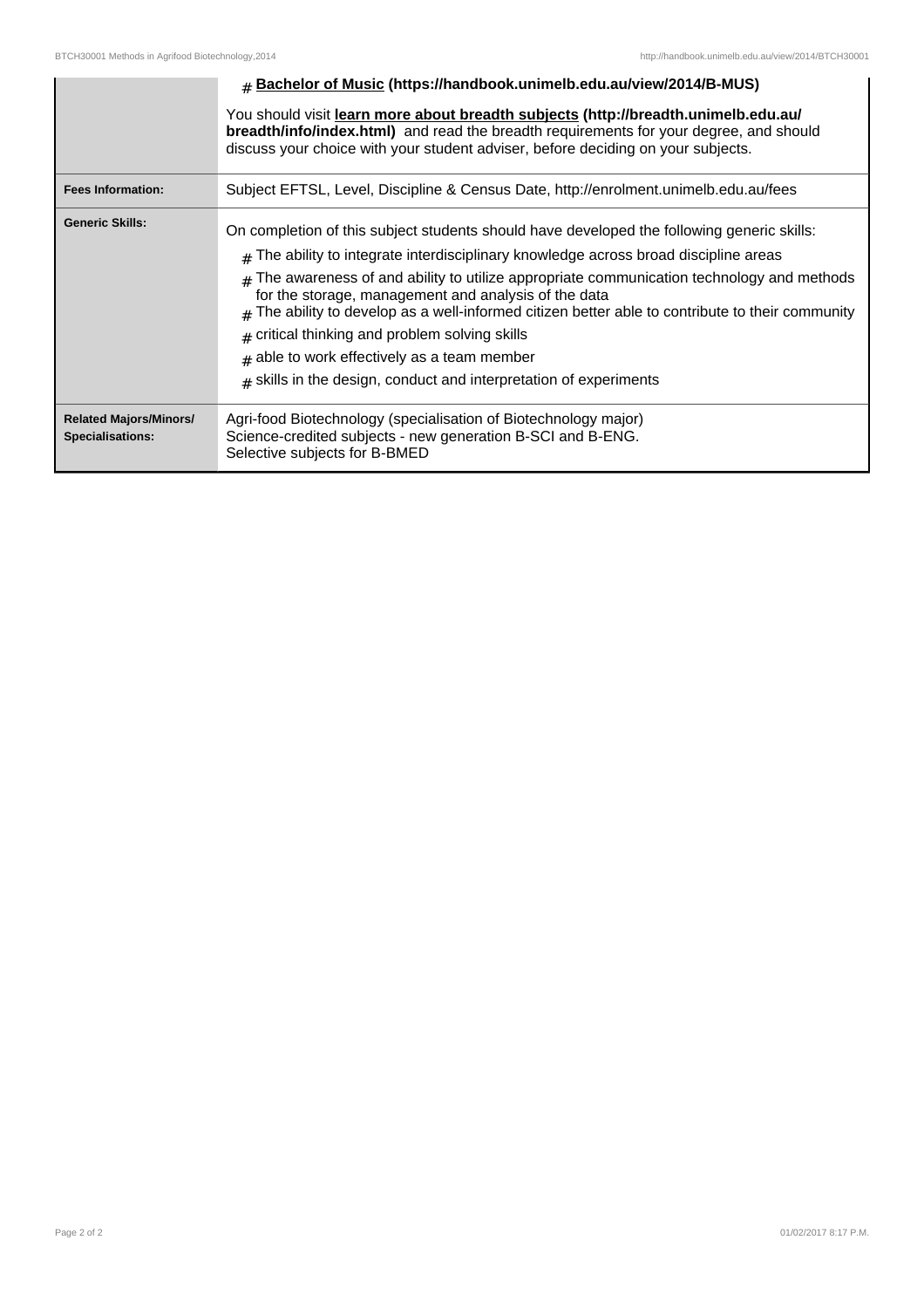| | |
|---|---|
| | # **Bachelor of Music (https://handbook.unimelb.edu.au/view/2014/B-MUS)**<br><br>You should visit **learn more about breadth subjects (http://breadth.unimelb.edu.au/breadth/info/index.html)** and read the breadth requirements for your degree, and should discuss your choice with your student adviser, before deciding on your subjects. |
| **Fees Information:** | Subject EFTSL, Level, Discipline & Census Date, http://enrolment.unimelb.edu.au/fees |
| **Generic Skills:** | On completion of this subject students should have developed the following generic skills:<br># The ability to integrate interdisciplinary knowledge across broad discipline areas<br># The awareness of and ability to utilize appropriate communication technology and methods for the storage, management and analysis of the data<br># The ability to develop as a well-informed citizen better able to contribute to their community<br># critical thinking and problem solving skills<br># able to work effectively as a team member<br># skills in the design, conduct and interpretation of experiments |
| **Related Majors/Minors/ Specialisations:** | Agri-food Biotechnology (specialisation of Biotechnology major)<br>Science-credited subjects - new generation B-SCI and B-ENG.<br>Selective subjects for B-BMED |